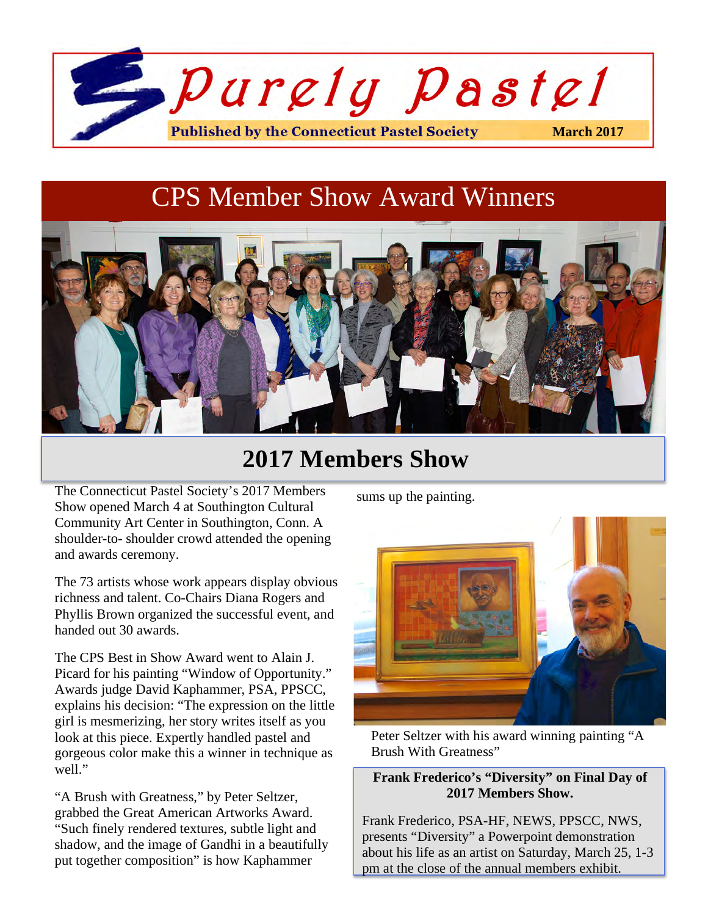# Purely Pastel

**Published by the Connecticut Pastel Society** **March 2017**

## CPS Member Show Award Winners

## 2017 Members Show

The Connecticut Pastel Society's 2017 Members Show opened March 4 at Southington Cultural Community Art Center in Southington, Conn. A shoulder-to- shoulder crowd attended the opening and awards ceremony.

The 73 artists whose work appears display obvious richness and talent. Co-Chairs Diana Rogers and Phyllis Brown organized the successful event, and handed out 30 awards.

The CPS Best in Show Award went to Alain J. Picard for his painting "Window of Opportunity." Awards judge David Kaphammer, PSA, PPSCC, explains his decision: "The expression on the little girl is mesmerizing, her story writes itself as you look at this piece. Expertly handled pastel and gorgeous color make this a winner in technique as well."

"A Brush with Greatness," by Peter Seltzer, grabbed the Great American Artworks Award. "Such finely rendered textures, subtle light and shadow, and the image of Gandhi in a beautifully put together composition" is how Kaphammer sums up the painting.

Peter Seltzer with his award winning painting "A Brush With Greatness"

**Frank Frederico's "Diversity" on Final Day of 2017 Members Show.**

Frank Frederico, PSA-HF, NEWS, PPSCC, NWS, presents "Diversity" a Powerpoint demonstration about his life as an artist on Saturday, March 25, 1-3 pm at the close of the annual members exhibit.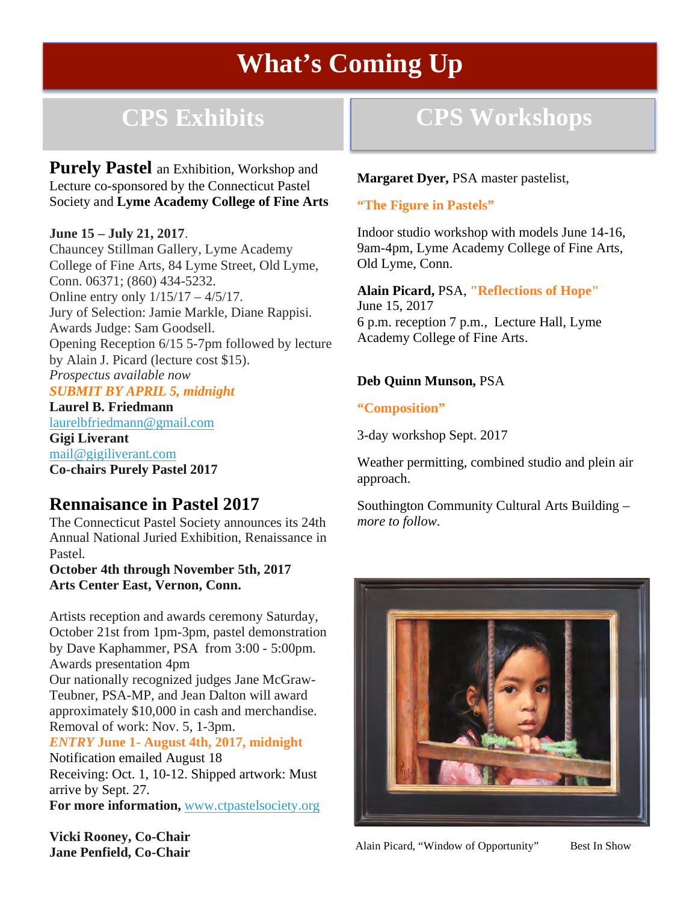# What's Coming Up

## CPS Exhibits

**Purely Pastel** an Exhibition, Workshop and Lecture co-sponsored by the Connecticut Pastel Society and **Lyme Academy College of Fine Arts**

**June 15 – July 21, 2017**.
Chauncey Stillman Gallery, Lyme Academy College of Fine Arts, 84 Lyme Street, Old Lyme, Conn. 06371; (860) 434-5232.
Online entry only 1/15/17 – 4/5/17.
Jury of Selection: Jamie Markle, Diane Rappisi.
Awards Judge: Sam Goodsell.
Opening Reception 6/15 5-7pm followed by lecture by Alain J. Picard (lecture cost $15).
*Prospectus available now*
***SUBMIT BY APRIL 5, midnight***
**Laurel B. Friedmann**
laurelbfriedmann@gmail.com
**Gigi Liverant**
mail@gigiliverant.com
**Co-chairs Purely Pastel 2017**

### Rennaisance in Pastel 2017

The Connecticut Pastel Society announces its 24th Annual National Juried Exhibition, Renaissance in Pastel.
**October 4th through November 5th, 2017**
**Arts Center East, Vernon, Conn.**

Artists reception and awards ceremony Saturday, October 21st from 1pm-3pm, pastel demonstration by Dave Kaphammer, PSA from 3:00 - 5:00pm. Awards presentation 4pm
Our nationally recognized judges Jane McGraw-Teubner, PSA-MP, and Jean Dalton will award approximately $10,000 in cash and merchandise.
Removal of work: Nov. 5, 1-3pm.
***ENTRY* June 1- August 4th, 2017, midnight**
Notification emailed August 18
Receiving: Oct. 1, 10-12. Shipped artwork: Must arrive by Sept. 27.
**For more information,** www.ctpastelsociety.org

**Vicki Rooney, Co-Chair**
**Jane Penfield, Co-Chair**

## CPS Workshops

**Margaret Dyer,** PSA master pastelist,

**"The Figure in Pastels"**

Indoor studio workshop with models June 14-16, 9am-4pm, Lyme Academy College of Fine Arts, Old Lyme, Conn.

**Alain Picard,** PSA, **"Reflections of Hope"**
June 15, 2017
6 p.m. reception 7 p.m., Lecture Hall, Lyme Academy College of Fine Arts.

**Deb Quinn Munson,** PSA

**"Composition"**

3-day workshop Sept. 2017

Weather permitting, combined studio and plein air approach.

Southington Community Cultural Arts Building – *more to follow.*

Alain Picard, "Window of Opportunity" Best In Show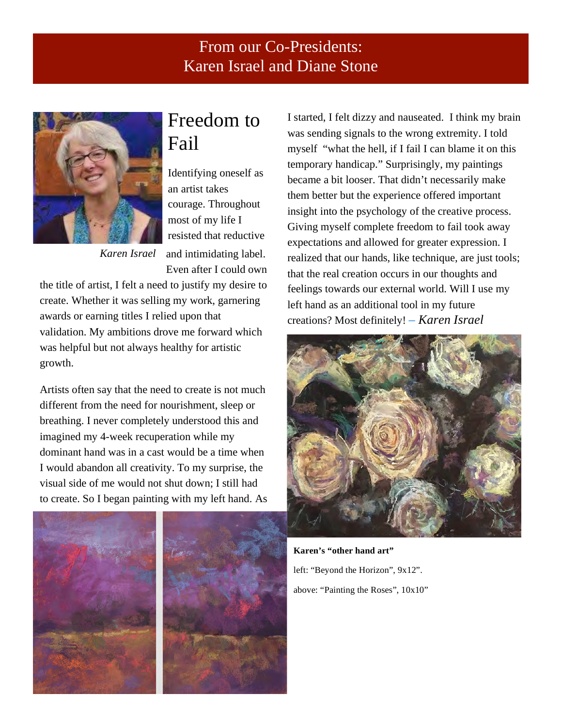# From our Co-Presidents: Karen Israel and Diane Stone

*Karen Israel*

## Freedom to Fail

Identifying oneself as an artist takes courage. Throughout most of my life I resisted that reductive and intimidating label. Even after I could own the title of artist, I felt a need to justify my desire to create. Whether it was selling my work, garnering awards or earning titles I relied upon that validation. My ambitions drove me forward which was helpful but not always healthy for artistic growth.

Artists often say that the need to create is not much different from the need for nourishment, sleep or breathing. I never completely understood this and imagined my 4-week recuperation while my dominant hand was in a cast would be a time when I would abandon all creativity. To my surprise, the visual side of me would not shut down; I still had to create. So I began painting with my left hand. As I started, I felt dizzy and nauseated. I think my brain was sending signals to the wrong extremity. I told myself "what the hell, if I fail I can blame it on this temporary handicap." Surprisingly, my paintings became a bit looser. That didn't necessarily make them better but the experience offered important insight into the psychology of the creative process. Giving myself complete freedom to fail took away expectations and allowed for greater expression. I realized that our hands, like technique, are just tools; that the real creation occurs in our thoughts and feelings towards our external world. Will I use my left hand as an additional tool in my future creations? Most definitely! – *Karen Israel*

**Karen's "other hand art"**

left: "Beyond the Horizon", 9x12".

above: "Painting the Roses", 10x10"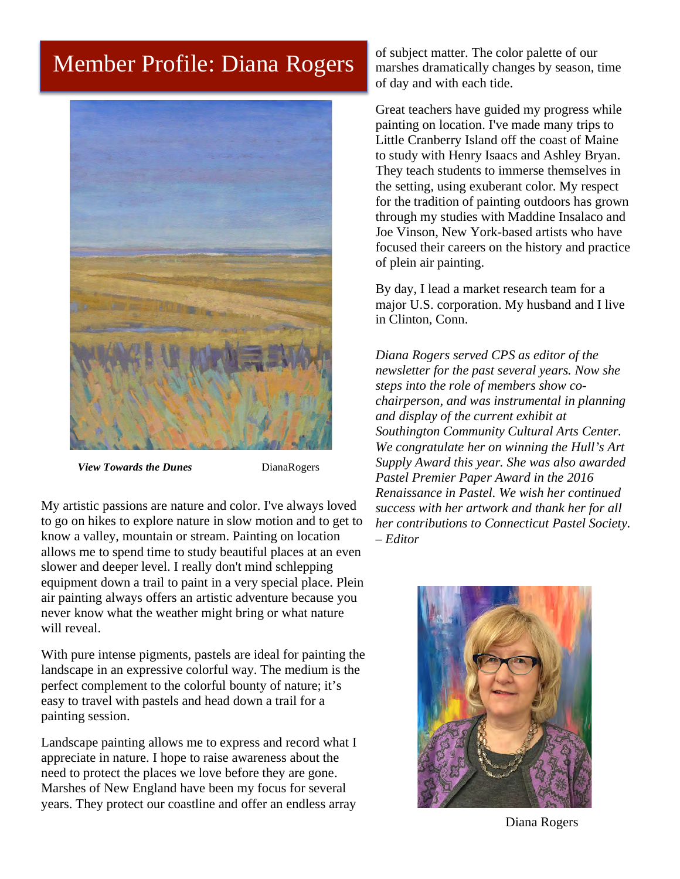# Member Profile: Diana Rogers

***View Towards the Dunes*** DianaRogers

My artistic passions are nature and color. I've always loved to go on hikes to explore nature in slow motion and to get to know a valley, mountain or stream. Painting on location allows me to spend time to study beautiful places at an even slower and deeper level. I really don't mind schlepping equipment down a trail to paint in a very special place. Plein air painting always offers an artistic adventure because you never know what the weather might bring or what nature will reveal.

With pure intense pigments, pastels are ideal for painting the landscape in an expressive colorful way. The medium is the perfect complement to the colorful bounty of nature; it's easy to travel with pastels and head down a trail for a painting session.

Landscape painting allows me to express and record what I appreciate in nature. I hope to raise awareness about the need to protect the places we love before they are gone. Marshes of New England have been my focus for several years. They protect our coastline and offer an endless array of subject matter. The color palette of our marshes dramatically changes by season, time of day and with each tide.

Great teachers have guided my progress while painting on location. I've made many trips to Little Cranberry Island off the coast of Maine to study with Henry Isaacs and Ashley Bryan. They teach students to immerse themselves in the setting, using exuberant color. My respect for the tradition of painting outdoors has grown through my studies with Maddine Insalaco and Joe Vinson, New York-based artists who have focused their careers on the history and practice of plein air painting.

By day, I lead a market research team for a major U.S. corporation. My husband and I live in Clinton, Conn.

*Diana Rogers served CPS as editor of the newsletter for the past several years. Now she steps into the role of members show co-chairperson, and was instrumental in planning and display of the current exhibit at Southington Community Cultural Arts Center. We congratulate her on winning the Hull's Art Supply Award this year. She was also awarded Pastel Premier Paper Award in the 2016 Renaissance in Pastel. We wish her continued success with her artwork and thank her for all her contributions to Connecticut Pastel Society. – Editor*

Diana Rogers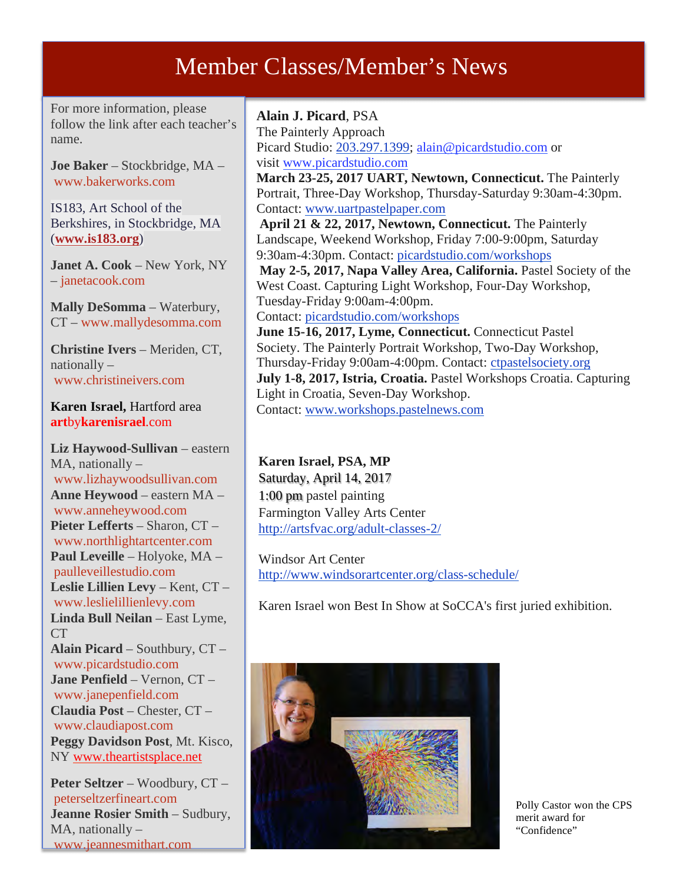# Member Classes/Member's News

For more information, please follow the link after each teacher's name.

**Joe Baker** – Stockbridge, MA – www.bakerworks.com

IS183, Art School of the Berkshires, in Stockbridge, MA (**www.is183.org**)

**Janet A. Cook** – New York, NY – janetacook.com

**Mally DeSomma** – Waterbury, CT – www.mallydesomma.com

**Christine Ivers** – Meriden, CT, nationally – www.christineivers.com

**Karen Israel,** Hartford area **art**by**karenisrael**.com

**Liz Haywood-Sullivan** – eastern MA, nationally – www.lizhaywoodsullivan.com
**Anne Heywood** – eastern MA – www.anneheywood.com
**Pieter Lefferts** – Sharon, CT – www.northlightartcenter.com
**Paul Leveille** – Holyoke, MA – paulleveillestudio.com
**Leslie Lillien Levy** – Kent, CT – www.leslielillienlevy.com
**Linda Bull Neilan** – East Lyme, CT
**Alain Picard** – Southbury, CT – www.picardstudio.com
**Jane Penfield** – Vernon, CT – www.janepenfield.com
**Claudia Post** – Chester, CT – www.claudiapost.com
**Peggy Davidson Post**, Mt. Kisco, NY www.theartistsplace.net

**Peter Seltzer** – Woodbury, CT – peterseltzerfineart.com
**Jeanne Rosier Smith** – Sudbury, MA, nationally – www.jeannesmithart.com

**Alain J. Picard**, PSA
The Painterly Approach
Picard Studio: 203.297.1399; alain@picardstudio.com or visit www.picardstudio.com
**March 23-25, 2017 UART, Newtown, Connecticut.** The Painterly Portrait, Three-Day Workshop, Thursday-Saturday 9:30am-4:30pm. Contact: www.uartpastelpaper.com
**April 21 & 22, 2017, Newtown, Connecticut.** The Painterly Landscape, Weekend Workshop, Friday 7:00-9:00pm, Saturday 9:30am-4:30pm. Contact: picardstudio.com/workshops
**May 2-5, 2017, Napa Valley Area, California.** Pastel Society of the West Coast. Capturing Light Workshop, Four-Day Workshop, Tuesday-Friday 9:00am-4:00pm. Contact: picardstudio.com/workshops
**June 15-16, 2017, Lyme, Connecticut.** Connecticut Pastel Society. The Painterly Portrait Workshop, Two-Day Workshop, Thursday-Friday 9:00am-4:00pm. Contact: ctpastelsociety.org
**July 1-8, 2017, Istria, Croatia.** Pastel Workshops Croatia. Capturing Light in Croatia, Seven-Day Workshop. Contact: www.workshops.pastelnews.com

**Karen Israel, PSA, MP**
Saturday, April 14, 2017
1:00 pm pastel painting
Farmington Valley Arts Center
http://artsfvac.org/adult-classes-2/

Windsor Art Center
http://www.windsorartcenter.org/class-schedule/

Karen Israel won Best In Show at SoCCA's first juried exhibition.

Polly Castor won the CPS merit award for "Confidence"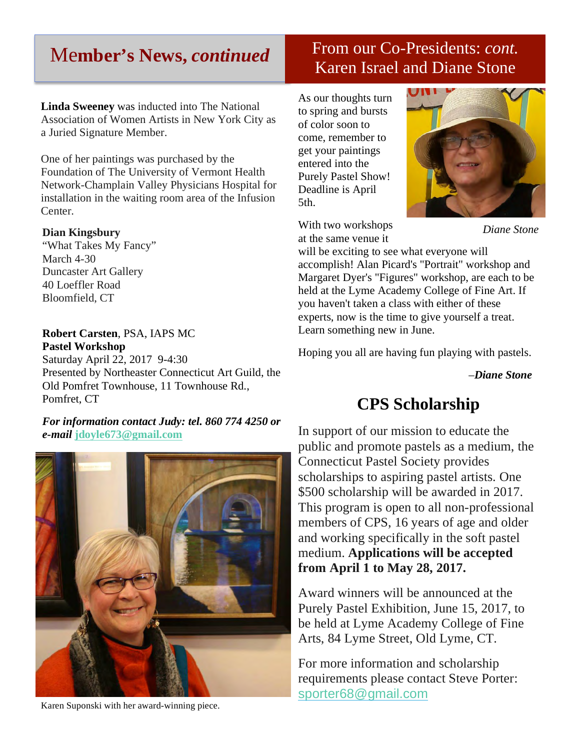## Member's News, *continued*

**Linda Sweeney** was inducted into The National Association of Women Artists in New York City as a Juried Signature Member.

One of her paintings was purchased by the Foundation of The University of Vermont Health Network-Champlain Valley Physicians Hospital for installation in the waiting room area of the Infusion Center.

**Dian Kingsbury**
"What Takes My Fancy"
March 4-30
Duncaster Art Gallery
40 Loeffler Road
Bloomfield, CT

**Robert Carsten**, PSA, IAPS MC
**Pastel Workshop**
Saturday April 22, 2017 9-4:30
Presented by Northeaster Connecticut Art Guild, the Old Pomfret Townhouse, 11 Townhouse Rd., Pomfret, CT

***For information contact Judy: tel. 860 774 4250 or e-mail* jdoyle673@gmail.com**

Karen Suponski with her award-winning piece.

## From our Co-Presidents: *cont.* Karen Israel and Diane Stone

As our thoughts turn to spring and bursts of color soon to come, remember to get your paintings entered into the Purely Pastel Show! Deadline is April 5th.

*Diane Stone*

With two workshops at the same venue it will be exciting to see what everyone will accomplish! Alan Picard's "Portrait" workshop and Margaret Dyer's "Figures" workshop, are each to be held at the Lyme Academy College of Fine Art. If you haven't taken a class with either of these experts, now is the time to give yourself a treat. Learn something new in June.

Hoping you all are having fun playing with pastels.

*–**Diane Stone***

## CPS Scholarship

In support of our mission to educate the public and promote pastels as a medium, the Connecticut Pastel Society provides scholarships to aspiring pastel artists. One $500 scholarship will be awarded in 2017. This program is open to all non-professional members of CPS, 16 years of age and older and working specifically in the soft pastel medium. **Applications will be accepted from April 1 to May 28, 2017.**

Award winners will be announced at the Purely Pastel Exhibition, June 15, 2017, to be held at Lyme Academy College of Fine Arts, 84 Lyme Street, Old Lyme, CT.

For more information and scholarship requirements please contact Steve Porter: sporter68@gmail.com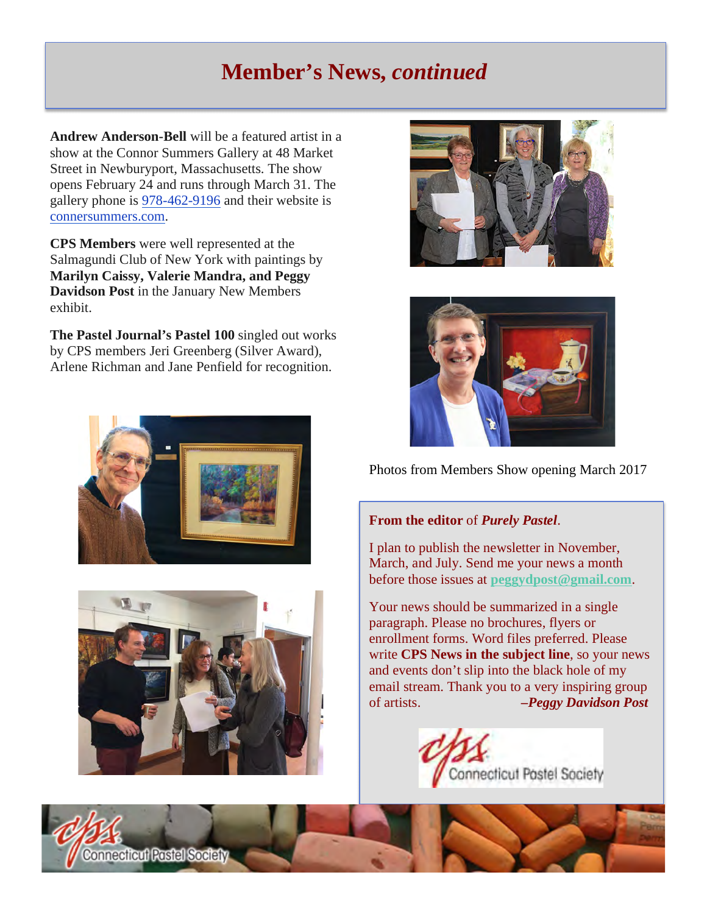# Member's News, *continued*

**Andrew Anderson-Bell** will be a featured artist in a show at the Connor Summers Gallery at 48 Market Street in Newburyport, Massachusetts. The show opens February 24 and runs through March 31. The gallery phone is 978-462-9196 and their website is connersummers.com.

**CPS Members** were well represented at the Salmagundi Club of New York with paintings by **Marilyn Caissy, Valerie Mandra, and Peggy Davidson Post** in the January New Members exhibit.

**The Pastel Journal's Pastel 100** singled out works by CPS members Jeri Greenberg (Silver Award), Arlene Richman and Jane Penfield for recognition.

Photos from Members Show opening March 2017

**From the editor** of ***Purely Pastel***.

I plan to publish the newsletter in November, March, and July. Send me your news a month before those issues at **peggydpost@gmail.com**.

Your news should be summarized in a single paragraph. Please no brochures, flyers or enrollment forms. Word files preferred. Please write **CPS News in the subject line**, so your news and events don't slip into the black hole of my email stream. Thank you to a very inspiring group of artists. ***–Peggy Davidson Post***